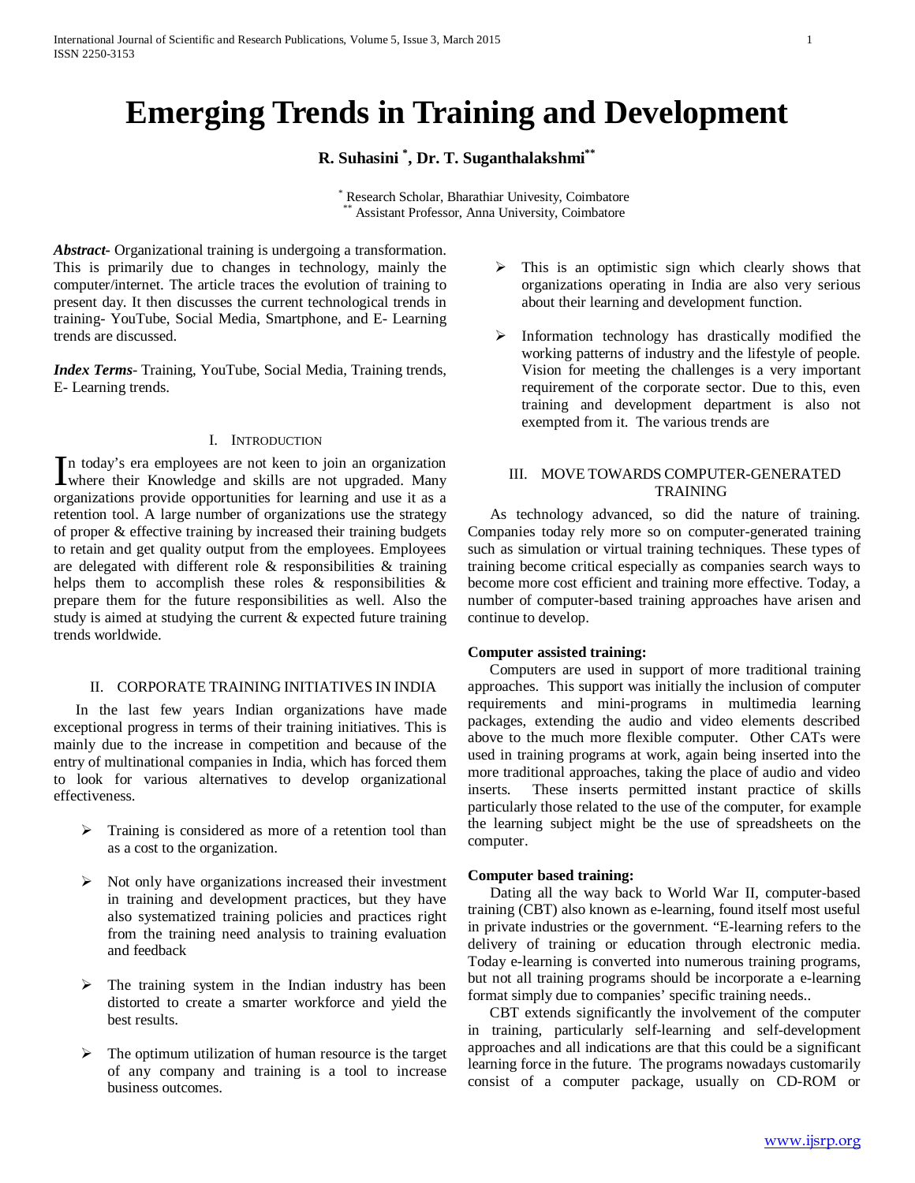# Emerging Trends in Training and Development

**R. Suhasini [*], Dr. T. Suganthalakshmi [**]**

[*] Research Scholar, Bharathiar Univesity, Coimbatore
[**] Assistant Professor, Anna University, Coimbatore

***Abstract***- Organizational training is undergoing a transformation. This is primarily due to changes in technology, mainly the computer/internet. The article traces the evolution of training to present day. It then discusses the current technological trends in training- YouTube, Social Media, Smartphone, and E- Learning trends are discussed.

***Index Terms***- Training, YouTube, Social Media, Training trends, E- Learning trends.

## I. Introduction

In today's era employees are not keen to join an organization where their Knowledge and skills are not upgraded. Many organizations provide opportunities for learning and use it as a retention tool. A large number of organizations use the strategy of proper & effective training by increased their training budgets to retain and get quality output from the employees. Employees are delegated with different role & responsibilities & training helps them to accomplish these roles & responsibilities & prepare them for the future responsibilities as well. Also the study is aimed at studying the current & expected future training trends worldwide.

## II. Corporate Training Initiatives in India

In the last few years Indian organizations have made exceptional progress in terms of their training initiatives. This is mainly due to the increase in competition and because of the entry of multinational companies in India, which has forced them to look for various alternatives to develop organizational effectiveness.

- Training is considered as more of a retention tool than as a cost to the organization.
- Not only have organizations increased their investment in training and development practices, but they have also systematized training policies and practices right from the training need analysis to training evaluation and feedback
- The training system in the Indian industry has been distorted to create a smarter workforce and yield the best results.
- The optimum utilization of human resource is the target of any company and training is a tool to increase business outcomes.
- This is an optimistic sign which clearly shows that organizations operating in India are also very serious about their learning and development function.
- Information technology has drastically modified the working patterns of industry and the lifestyle of people. Vision for meeting the challenges is a very important requirement of the corporate sector. Due to this, even training and development department is also not exempted from it. The various trends are

## III. Move Towards Computer-Generated Training

As technology advanced, so did the nature of training. Companies today rely more so on computer-generated training such as simulation or virtual training techniques. These types of training become critical especially as companies search ways to become more cost efficient and training more effective. Today, a number of computer-based training approaches have arisen and continue to develop.

**Computer assisted training:**

Computers are used in support of more traditional training approaches. This support was initially the inclusion of computer requirements and mini-programs in multimedia learning packages, extending the audio and video elements described above to the much more flexible computer. Other CATs were used in training programs at work, again being inserted into the more traditional approaches, taking the place of audio and video inserts. These inserts permitted instant practice of skills particularly those related to the use of the computer, for example the learning subject might be the use of spreadsheets on the computer.

**Computer based training:**

Dating all the way back to World War II, computer-based training (CBT) also known as e-learning, found itself most useful in private industries or the government. "E-learning refers to the delivery of training or education through electronic media. Today e-learning is converted into numerous training programs, but not all training programs should be incorporate a e-learning format simply due to companies' specific training needs..

CBT extends significantly the involvement of the computer in training, particularly self-learning and self-development approaches and all indications are that this could be a significant learning force in the future. The programs nowadays customarily consist of a computer package, usually on CD-ROM or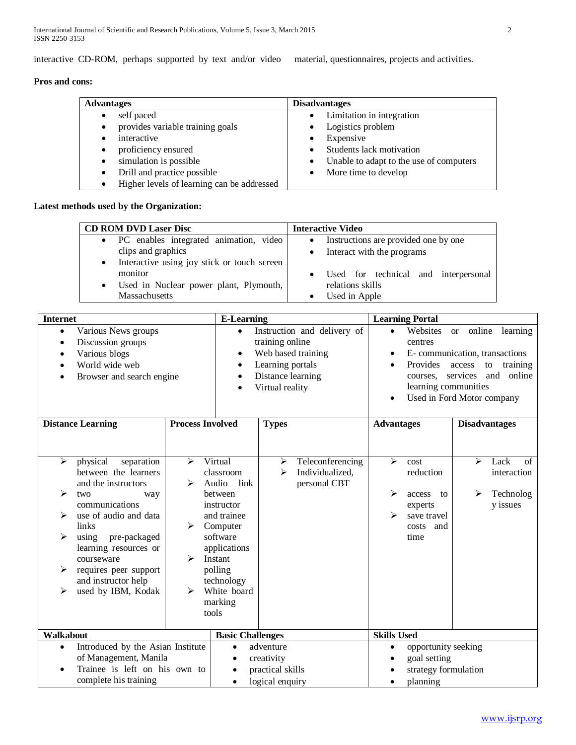interactive CD-ROM, perhaps supported by text and/or video material, questionnaires, projects and activities.

**Pros and cons:**

| Advantages | Disadvantages |
|---|---|
| • self paced<br>• provides variable training goals<br>• interactive<br>• proficiency ensured<br>• simulation is possible<br>• Drill and practice possible<br>• Higher levels of learning can be addressed | • Limitation in integration<br>• Logistics problem<br>• Expensive<br>• Students lack motivation<br>• Unable to adapt to the use of computers<br>• More time to develop |

**Latest methods used by the Organization:**

| CD ROM DVD Laser Disc | Interactive Video |
|---|---|
| • PC enables integrated animation, video clips and graphics<br>• Interactive using joy stick or touch screen monitor<br>• Used in Nuclear power plant, Plymouth, Massachusetts | • Instructions are provided one by one<br>• Interact with the programs<br>• Used for technical and interpersonal relations skills<br>• Used in Apple |

| Internet | E-Learning | Learning Portal |
|---|---|---|
| • Various News groups<br>• Discussion groups<br>• Various blogs<br>• World wide web<br>• Browser and search engine | • Instruction and delivery of training online<br>• Web based training<br>• Learning portals<br>• Distance learning<br>• Virtual reality | • Websites or online learning centres<br>• E- communication, transactions<br>• Provides access to training courses, services and online learning communities<br>• Used in Ford Motor company |

| Distance Learning | Process Involved | Types | Advantages | Disadvantages |
|---|---|---|---|---|
| ➢ physical separation between the learners and the instructors<br>➢ two way communications<br>➢ use of audio and data links<br>➢ using pre-packaged learning resources or courseware<br>➢ requires peer support and instructor help<br>➢ used by IBM, Kodak | ➢ Virtual classroom<br>➢ Audio link between instructor and trainee<br>➢ Computer software applications<br>➢ Instant polling technology<br>➢ White board marking tools | ➢ Teleconferencing<br>➢ Individualized, personal CBT | ➢ cost reduction<br>➢ access to experts<br>➢ save travel costs and time | ➢ Lack of interaction<br>➢ Technology issues |

| Walkabout | Basic Challenges | Skills Used |
|---|---|---|
| • Introduced by the Asian Institute of Management, Manila<br>• Trainee is left on his own to complete his training | • adventure<br>• creativity<br>• practical skills<br>• logical enquiry | • opportunity seeking<br>• goal setting<br>• strategy formulation<br>• planning |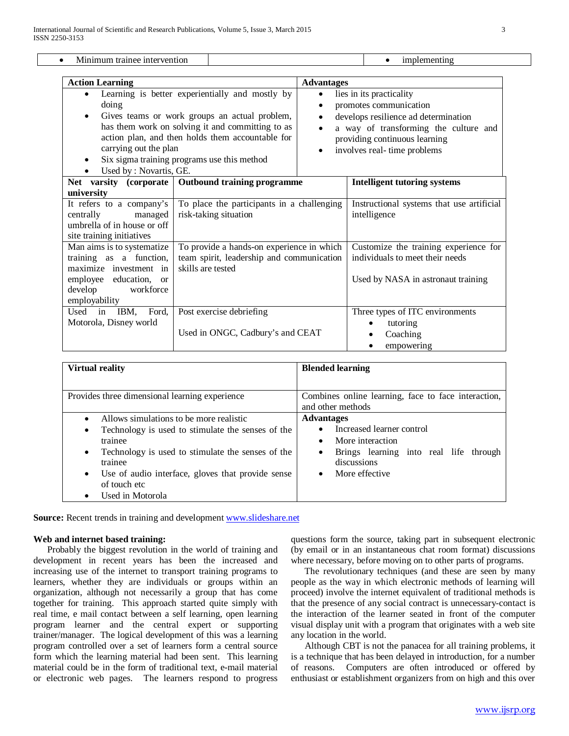| • Minimum trainee intervention | | • implementing |
|---|---|---|

| Action Learning | Advantages |
|---|---|
| • Learning is better experientially and mostly by doing<br>• Gives teams or work groups an actual problem, has them work on solving it and committing to as action plan, and then holds them accountable for carrying out the plan<br>• Six sigma training programs use this method<br>• Used by : Novartis, GE. | • lies in its practicality<br>• promotes communication<br>• develops resilience ad determination<br>• a way of transforming the culture and providing continuous learning<br>• involves real- time problems |

| Net varsity (corporate university | Outbound training programme | Intelligent tutoring systems |
|---|---|---|
| It refers to a company's centrally managed umbrella of in house or off site training initiatives | To place the participants in a challenging risk-taking situation | Instructional systems that use artificial intelligence |
| Man aims is to systematize training as a function, maximize investment in employee education, or develop workforce employability | To provide a hands-on experience in which team spirit, leadership and communication skills are tested | Customize the training experience for individuals to meet their needs<br><br>Used by NASA in astronaut training |
| Used in IBM, Ford, Motorola, Disney world | Post exercise debriefing<br><br>Used in ONGC, Cadbury's and CEAT | Three types of ITC environments<br>• tutoring<br>• Coaching<br>• empowering |

| Virtual reality | Blended learning |
|---|---|
| Provides three dimensional learning experience | Combines online learning, face to face interaction, and other methods |
| • Allows simulations to be more realistic<br>• Technology is used to stimulate the senses of the trainee<br>• Technology is used to stimulate the senses of the trainee<br>• Use of audio interface, gloves that provide sense of touch etc<br>• Used in Motorola | **Advantages**<br>• Increased learner control<br>• More interaction<br>• Brings learning into real life through discussions<br>• More effective |

**Source:** Recent trends in training and development www.slideshare.net

**Web and internet based training:**

Probably the biggest revolution in the world of training and development in recent years has been the increased and increasing use of the internet to transport training programs to learners, whether they are individuals or groups within an organization, although not necessarily a group that has come together for training. This approach started quite simply with real time, e mail contact between a self learning, open learning program learner and the central expert or supporting trainer/manager. The logical development of this was a learning program controlled over a set of learners form a central source form which the learning material had been sent. This learning material could be in the form of traditional text, e-mail material or electronic web pages. The learners respond to progress questions form the source, taking part in subsequent electronic (by email or in an instantaneous chat room format) discussions where necessary, before moving on to other parts of programs.

The revolutionary techniques (and these are seen by many people as the way in which electronic methods of learning will proceed) involve the internet equivalent of traditional methods is that the presence of any social contract is unnecessary-contact is the interaction of the learner seated in front of the computer visual display unit with a program that originates with a web site any location in the world.

Although CBT is not the panacea for all training problems, it is a technique that has been delayed in introduction, for a number of reasons. Computers are often introduced or offered by enthusiast or establishment organizers from on high and this over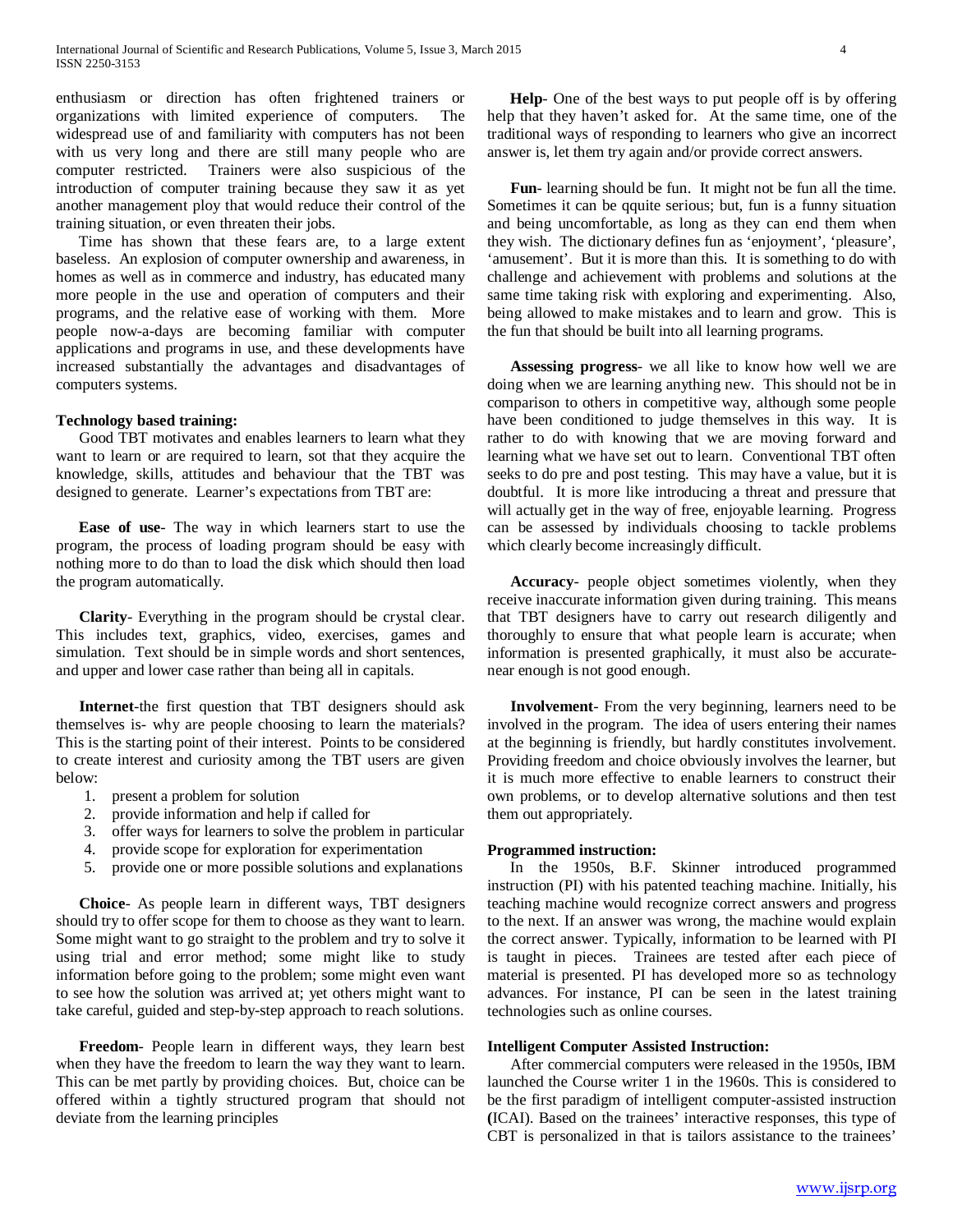enthusiasm or direction has often frightened trainers or organizations with limited experience of computers. The widespread use of and familiarity with computers has not been with us very long and there are still many people who are computer restricted. Trainers were also suspicious of the introduction of computer training because they saw it as yet another management ploy that would reduce their control of the training situation, or even threaten their jobs.

Time has shown that these fears are, to a large extent baseless. An explosion of computer ownership and awareness, in homes as well as in commerce and industry, has educated many more people in the use and operation of computers and their programs, and the relative ease of working with them. More people now-a-days are becoming familiar with computer applications and programs in use, and these developments have increased substantially the advantages and disadvantages of computers systems.

**Technology based training:**

Good TBT motivates and enables learners to learn what they want to learn or are required to learn, sot that they acquire the knowledge, skills, attitudes and behaviour that the TBT was designed to generate. Learner's expectations from TBT are:

**Ease of use**- The way in which learners start to use the program, the process of loading program should be easy with nothing more to do than to load the disk which should then load the program automatically.

**Clarity**- Everything in the program should be crystal clear. This includes text, graphics, video, exercises, games and simulation. Text should be in simple words and short sentences, and upper and lower case rather than being all in capitals.

**Internet**-the first question that TBT designers should ask themselves is- why are people choosing to learn the materials? This is the starting point of their interest. Points to be considered to create interest and curiosity among the TBT users are given below:

1. present a problem for solution
2. provide information and help if called for
3. offer ways for learners to solve the problem in particular
4. provide scope for exploration for experimentation
5. provide one or more possible solutions and explanations

**Choice**- As people learn in different ways, TBT designers should try to offer scope for them to choose as they want to learn. Some might want to go straight to the problem and try to solve it using trial and error method; some might like to study information before going to the problem; some might even want to see how the solution was arrived at; yet others might want to take careful, guided and step-by-step approach to reach solutions.

**Freedom**- People learn in different ways, they learn best when they have the freedom to learn the way they want to learn. This can be met partly by providing choices. But, choice can be offered within a tightly structured program that should not deviate from the learning principles

**Help**- One of the best ways to put people off is by offering help that they haven't asked for. At the same time, one of the traditional ways of responding to learners who give an incorrect answer is, let them try again and/or provide correct answers.

**Fun**- learning should be fun. It might not be fun all the time. Sometimes it can be qquite serious; but, fun is a funny situation and being uncomfortable, as long as they can end them when they wish. The dictionary defines fun as 'enjoyment', 'pleasure', 'amusement'. But it is more than this. It is something to do with challenge and achievement with problems and solutions at the same time taking risk with exploring and experimenting. Also, being allowed to make mistakes and to learn and grow. This is the fun that should be built into all learning programs.

**Assessing progress**- we all like to know how well we are doing when we are learning anything new. This should not be in comparison to others in competitive way, although some people have been conditioned to judge themselves in this way. It is rather to do with knowing that we are moving forward and learning what we have set out to learn. Conventional TBT often seeks to do pre and post testing. This may have a value, but it is doubtful. It is more like introducing a threat and pressure that will actually get in the way of free, enjoyable learning. Progress can be assessed by individuals choosing to tackle problems which clearly become increasingly difficult.

**Accuracy**- people object sometimes violently, when they receive inaccurate information given during training. This means that TBT designers have to carry out research diligently and thoroughly to ensure that what people learn is accurate; when information is presented graphically, it must also be accurate-near enough is not good enough.

**Involvement**- From the very beginning, learners need to be involved in the program. The idea of users entering their names at the beginning is friendly, but hardly constitutes involvement. Providing freedom and choice obviously involves the learner, but it is much more effective to enable learners to construct their own problems, or to develop alternative solutions and then test them out appropriately.

**Programmed instruction:**

In the 1950s, B.F. Skinner introduced programmed instruction (PI) with his patented teaching machine. Initially, his teaching machine would recognize correct answers and progress to the next. If an answer was wrong, the machine would explain the correct answer. Typically, information to be learned with PI is taught in pieces. Trainees are tested after each piece of material is presented. PI has developed more so as technology advances. For instance, PI can be seen in the latest training technologies such as online courses.

**Intelligent Computer Assisted Instruction:**

After commercial computers were released in the 1950s, IBM launched the Course writer 1 in the 1960s. This is considered to be the first paradigm of intelligent computer-assisted instruction **(**ICAI). Based on the trainees' interactive responses, this type of CBT is personalized in that is tailors assistance to the trainees'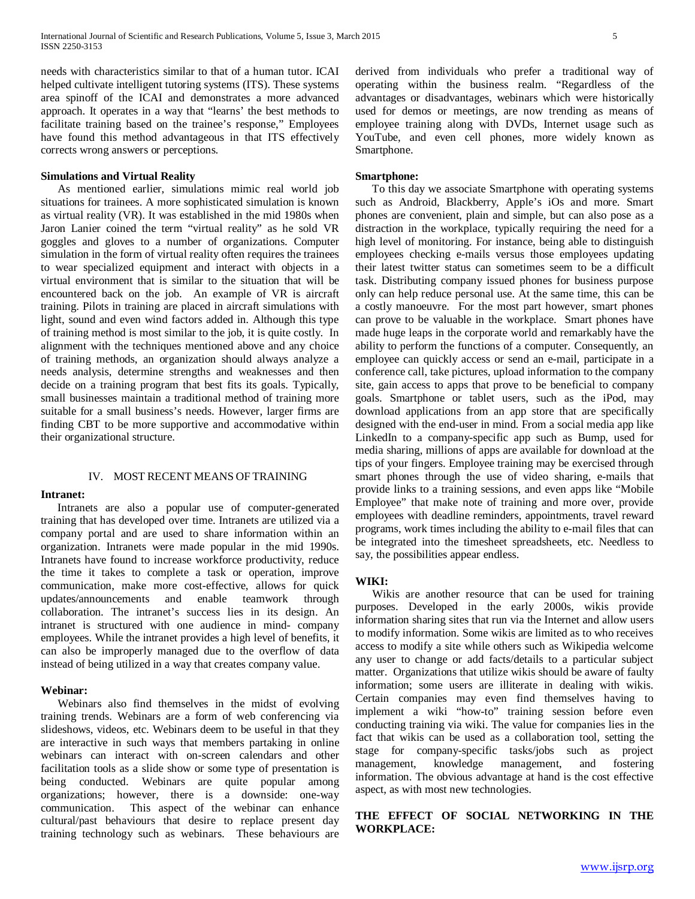needs with characteristics similar to that of a human tutor. ICAI helped cultivate intelligent tutoring systems (ITS). These systems area spinoff of the ICAI and demonstrates a more advanced approach. It operates in a way that "learns' the best methods to facilitate training based on the trainee's response," Employees have found this method advantageous in that ITS effectively corrects wrong answers or perceptions.

**Simulations and Virtual Reality**

As mentioned earlier, simulations mimic real world job situations for trainees. A more sophisticated simulation is known as virtual reality (VR). It was established in the mid 1980s when Jaron Lanier coined the term "virtual reality" as he sold VR goggles and gloves to a number of organizations. Computer simulation in the form of virtual reality often requires the trainees to wear specialized equipment and interact with objects in a virtual environment that is similar to the situation that will be encountered back on the job. An example of VR is aircraft training. Pilots in training are placed in aircraft simulations with light, sound and even wind factors added in. Although this type of training method is most similar to the job, it is quite costly. In alignment with the techniques mentioned above and any choice of training methods, an organization should always analyze a needs analysis, determine strengths and weaknesses and then decide on a training program that best fits its goals. Typically, small businesses maintain a traditional method of training more suitable for a small business's needs. However, larger firms are finding CBT to be more supportive and accommodative within their organizational structure.

## IV. MOST RECENT MEANS OF TRAINING

**Intranet:**

Intranets are also a popular use of computer-generated training that has developed over time. Intranets are utilized via a company portal and are used to share information within an organization. Intranets were made popular in the mid 1990s. Intranets have found to increase workforce productivity, reduce the time it takes to complete a task or operation, improve communication, make more cost-effective, allows for quick updates/announcements and enable teamwork through collaboration. The intranet's success lies in its design. An intranet is structured with one audience in mind- company employees. While the intranet provides a high level of benefits, it can also be improperly managed due to the overflow of data instead of being utilized in a way that creates company value.

**Webinar:**

Webinars also find themselves in the midst of evolving training trends. Webinars are a form of web conferencing via slideshows, videos, etc. Webinars deem to be useful in that they are interactive in such ways that members partaking in online webinars can interact with on-screen calendars and other facilitation tools as a slide show or some type of presentation is being conducted. Webinars are quite popular among organizations; however, there is a downside: one-way communication. This aspect of the webinar can enhance cultural/past behaviours that desire to replace present day training technology such as webinars. These behaviours are derived from individuals who prefer a traditional way of operating within the business realm. "Regardless of the advantages or disadvantages, webinars which were historically used for demos or meetings, are now trending as means of employee training along with DVDs, Internet usage such as YouTube, and even cell phones, more widely known as Smartphone.

**Smartphone:**

To this day we associate Smartphone with operating systems such as Android, Blackberry, Apple's iOs and more. Smart phones are convenient, plain and simple, but can also pose as a distraction in the workplace, typically requiring the need for a high level of monitoring. For instance, being able to distinguish employees checking e-mails versus those employees updating their latest twitter status can sometimes seem to be a difficult task. Distributing company issued phones for business purpose only can help reduce personal use. At the same time, this can be a costly manoeuvre. For the most part however, smart phones can prove to be valuable in the workplace. Smart phones have made huge leaps in the corporate world and remarkably have the ability to perform the functions of a computer. Consequently, an employee can quickly access or send an e-mail, participate in a conference call, take pictures, upload information to the company site, gain access to apps that prove to be beneficial to company goals. Smartphone or tablet users, such as the iPod, may download applications from an app store that are specifically designed with the end-user in mind. From a social media app like LinkedIn to a company-specific app such as Bump, used for media sharing, millions of apps are available for download at the tips of your fingers. Employee training may be exercised through smart phones through the use of video sharing, e-mails that provide links to a training sessions, and even apps like "Mobile Employee" that make note of training and more over, provide employees with deadline reminders, appointments, travel reward programs, work times including the ability to e-mail files that can be integrated into the timesheet spreadsheets, etc. Needless to say, the possibilities appear endless.

**WIKI:**

Wikis are another resource that can be used for training purposes. Developed in the early 2000s, wikis provide information sharing sites that run via the Internet and allow users to modify information. Some wikis are limited as to who receives access to modify a site while others such as Wikipedia welcome any user to change or add facts/details to a particular subject matter. Organizations that utilize wikis should be aware of faulty information; some users are illiterate in dealing with wikis. Certain companies may even find themselves having to implement a wiki "how-to" training session before even conducting training via wiki. The value for companies lies in the fact that wikis can be used as a collaboration tool, setting the stage for company-specific tasks/jobs such as project management, knowledge management, and fostering information. The obvious advantage at hand is the cost effective aspect, as with most new technologies.

**THE EFFECT OF SOCIAL NETWORKING IN THE WORKPLACE:**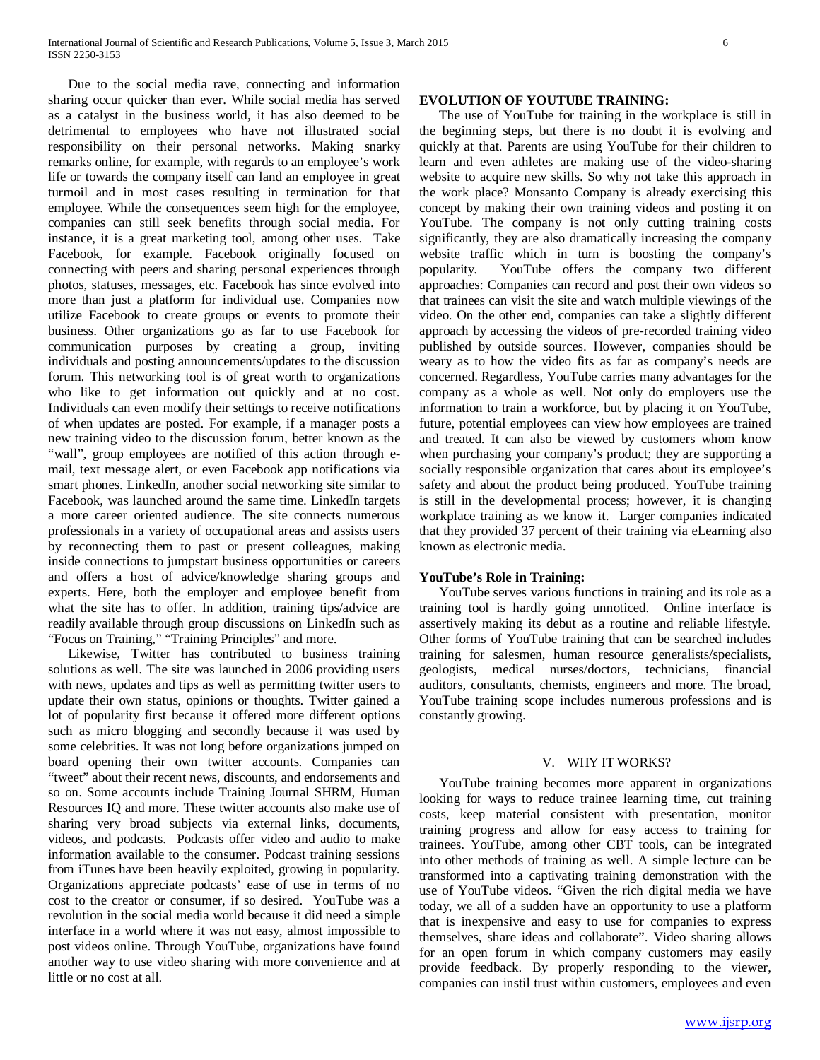Due to the social media rave, connecting and information sharing occur quicker than ever. While social media has served as a catalyst in the business world, it has also deemed to be detrimental to employees who have not illustrated social responsibility on their personal networks. Making snarky remarks online, for example, with regards to an employee's work life or towards the company itself can land an employee in great turmoil and in most cases resulting in termination for that employee. While the consequences seem high for the employee, companies can still seek benefits through social media. For instance, it is a great marketing tool, among other uses. Take Facebook, for example. Facebook originally focused on connecting with peers and sharing personal experiences through photos, statuses, messages, etc. Facebook has since evolved into more than just a platform for individual use. Companies now utilize Facebook to create groups or events to promote their business. Other organizations go as far to use Facebook for communication purposes by creating a group, inviting individuals and posting announcements/updates to the discussion forum. This networking tool is of great worth to organizations who like to get information out quickly and at no cost. Individuals can even modify their settings to receive notifications of when updates are posted. For example, if a manager posts a new training video to the discussion forum, better known as the "wall", group employees are notified of this action through e-mail, text message alert, or even Facebook app notifications via smart phones. LinkedIn, another social networking site similar to Facebook, was launched around the same time. LinkedIn targets a more career oriented audience. The site connects numerous professionals in a variety of occupational areas and assists users by reconnecting them to past or present colleagues, making inside connections to jumpstart business opportunities or careers and offers a host of advice/knowledge sharing groups and experts. Here, both the employer and employee benefit from what the site has to offer. In addition, training tips/advice are readily available through group discussions on LinkedIn such as "Focus on Training," "Training Principles" and more.

Likewise, Twitter has contributed to business training solutions as well. The site was launched in 2006 providing users with news, updates and tips as well as permitting twitter users to update their own status, opinions or thoughts. Twitter gained a lot of popularity first because it offered more different options such as micro blogging and secondly because it was used by some celebrities. It was not long before organizations jumped on board opening their own twitter accounts. Companies can "tweet" about their recent news, discounts, and endorsements and so on. Some accounts include Training Journal SHRM, Human Resources IQ and more. These twitter accounts also make use of sharing very broad subjects via external links, documents, videos, and podcasts. Podcasts offer video and audio to make information available to the consumer. Podcast training sessions from iTunes have been heavily exploited, growing in popularity. Organizations appreciate podcasts' ease of use in terms of no cost to the creator or consumer, if so desired. YouTube was a revolution in the social media world because it did need a simple interface in a world where it was not easy, almost impossible to post videos online. Through YouTube, organizations have found another way to use video sharing with more convenience and at little or no cost at all.

**EVOLUTION OF YOUTUBE TRAINING:**

The use of YouTube for training in the workplace is still in the beginning steps, but there is no doubt it is evolving and quickly at that. Parents are using YouTube for their children to learn and even athletes are making use of the video-sharing website to acquire new skills. So why not take this approach in the work place? Monsanto Company is already exercising this concept by making their own training videos and posting it on YouTube. The company is not only cutting training costs significantly, they are also dramatically increasing the company website traffic which in turn is boosting the company's popularity. YouTube offers the company two different approaches: Companies can record and post their own videos so that trainees can visit the site and watch multiple viewings of the video. On the other end, companies can take a slightly different approach by accessing the videos of pre-recorded training video published by outside sources. However, companies should be weary as to how the video fits as far as company's needs are concerned. Regardless, YouTube carries many advantages for the company as a whole as well. Not only do employers use the information to train a workforce, but by placing it on YouTube, future, potential employees can view how employees are trained and treated. It can also be viewed by customers whom know when purchasing your company's product; they are supporting a socially responsible organization that cares about its employee's safety and about the product being produced. YouTube training is still in the developmental process; however, it is changing workplace training as we know it. Larger companies indicated that they provided 37 percent of their training via eLearning also known as electronic media.

**YouTube's Role in Training:**

YouTube serves various functions in training and its role as a training tool is hardly going unnoticed. Online interface is assertively making its debut as a routine and reliable lifestyle. Other forms of YouTube training that can be searched includes training for salesmen, human resource generalists/specialists, geologists, medical nurses/doctors, technicians, financial auditors, consultants, chemists, engineers and more. The broad, YouTube training scope includes numerous professions and is constantly growing.

## V. WHY IT WORKS?

YouTube training becomes more apparent in organizations looking for ways to reduce trainee learning time, cut training costs, keep material consistent with presentation, monitor training progress and allow for easy access to training for trainees. YouTube, among other CBT tools, can be integrated into other methods of training as well. A simple lecture can be transformed into a captivating training demonstration with the use of YouTube videos. "Given the rich digital media we have today, we all of a sudden have an opportunity to use a platform that is inexpensive and easy to use for companies to express themselves, share ideas and collaborate". Video sharing allows for an open forum in which company customers may easily provide feedback. By properly responding to the viewer, companies can instil trust within customers, employees and even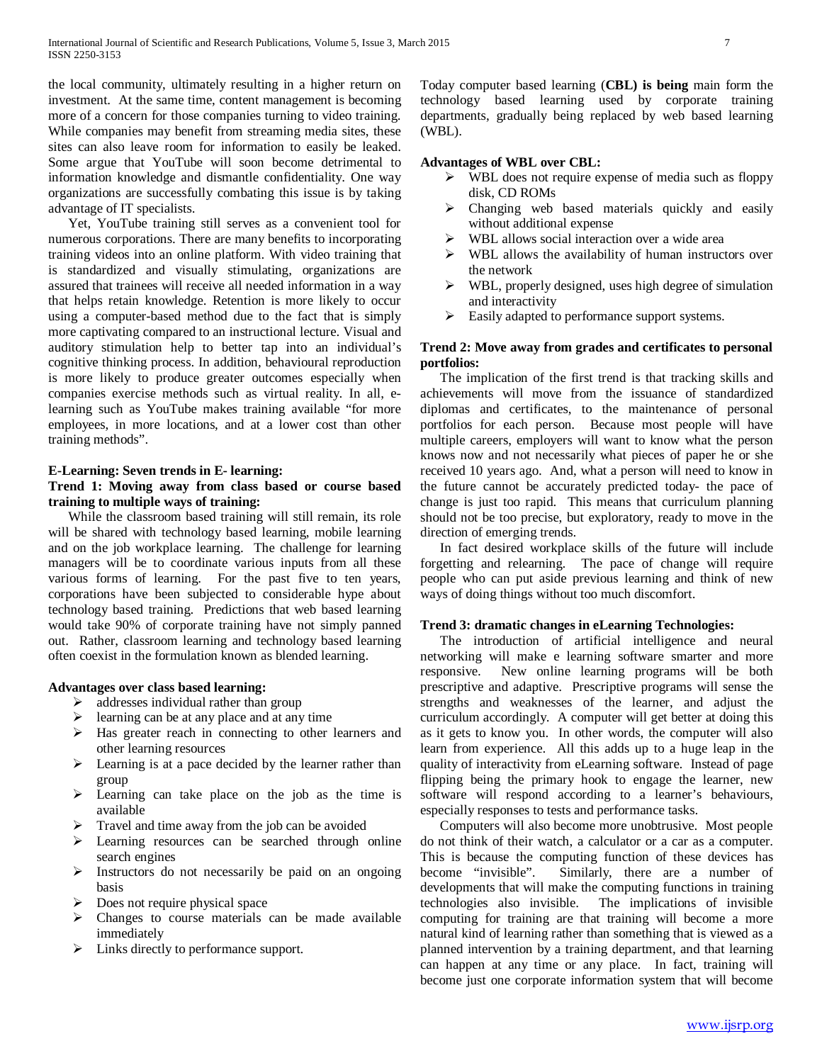the local community, ultimately resulting in a higher return on investment. At the same time, content management is becoming more of a concern for those companies turning to video training. While companies may benefit from streaming media sites, these sites can also leave room for information to easily be leaked. Some argue that YouTube will soon become detrimental to information knowledge and dismantle confidentiality. One way organizations are successfully combating this issue is by taking advantage of IT specialists.

Yet, YouTube training still serves as a convenient tool for numerous corporations. There are many benefits to incorporating training videos into an online platform. With video training that is standardized and visually stimulating, organizations are assured that trainees will receive all needed information in a way that helps retain knowledge. Retention is more likely to occur using a computer-based method due to the fact that is simply more captivating compared to an instructional lecture. Visual and auditory stimulation help to better tap into an individual's cognitive thinking process. In addition, behavioural reproduction is more likely to produce greater outcomes especially when companies exercise methods such as virtual reality. In all, e-learning such as YouTube makes training available "for more employees, in more locations, and at a lower cost than other training methods".

**E-Learning: Seven trends in E- learning:**

**Trend 1: Moving away from class based or course based training to multiple ways of training:**

While the classroom based training will still remain, its role will be shared with technology based learning, mobile learning and on the job workplace learning. The challenge for learning managers will be to coordinate various inputs from all these various forms of learning. For the past five to ten years, corporations have been subjected to considerable hype about technology based training. Predictions that web based learning would take 90% of corporate training have not simply panned out. Rather, classroom learning and technology based learning often coexist in the formulation known as blended learning.

**Advantages over class based learning:**

- addresses individual rather than group
- learning can be at any place and at any time
- Has greater reach in connecting to other learners and other learning resources
- Learning is at a pace decided by the learner rather than group
- Learning can take place on the job as the time is available
- Travel and time away from the job can be avoided
- Learning resources can be searched through online search engines
- Instructors do not necessarily be paid on an ongoing basis
- Does not require physical space
- Changes to course materials can be made available immediately
- Links directly to performance support.

Today computer based learning (**CBL) is being** main form the technology based learning used by corporate training departments, gradually being replaced by web based learning (WBL).

**Advantages of WBL over CBL:**

- WBL does not require expense of media such as floppy disk, CD ROMs
- Changing web based materials quickly and easily without additional expense
- WBL allows social interaction over a wide area
- WBL allows the availability of human instructors over the network
- WBL, properly designed, uses high degree of simulation and interactivity
- Easily adapted to performance support systems.

**Trend 2: Move away from grades and certificates to personal portfolios:**

The implication of the first trend is that tracking skills and achievements will move from the issuance of standardized diplomas and certificates, to the maintenance of personal portfolios for each person. Because most people will have multiple careers, employers will want to know what the person knows now and not necessarily what pieces of paper he or she received 10 years ago. And, what a person will need to know in the future cannot be accurately predicted today- the pace of change is just too rapid. This means that curriculum planning should not be too precise, but exploratory, ready to move in the direction of emerging trends.

In fact desired workplace skills of the future will include forgetting and relearning. The pace of change will require people who can put aside previous learning and think of new ways of doing things without too much discomfort.

**Trend 3: dramatic changes in eLearning Technologies:**

The introduction of artificial intelligence and neural networking will make e learning software smarter and more responsive. New online learning programs will be both prescriptive and adaptive. Prescriptive programs will sense the strengths and weaknesses of the learner, and adjust the curriculum accordingly. A computer will get better at doing this as it gets to know you. In other words, the computer will also learn from experience. All this adds up to a huge leap in the quality of interactivity from eLearning software. Instead of page flipping being the primary hook to engage the learner, new software will respond according to a learner's behaviours, especially responses to tests and performance tasks.

Computers will also become more unobtrusive. Most people do not think of their watch, a calculator or a car as a computer. This is because the computing function of these devices has become "invisible". Similarly, there are a number of developments that will make the computing functions in training technologies also invisible. The implications of invisible computing for training are that training will become a more natural kind of learning rather than something that is viewed as a planned intervention by a training department, and that learning can happen at any time or any place. In fact, training will become just one corporate information system that will become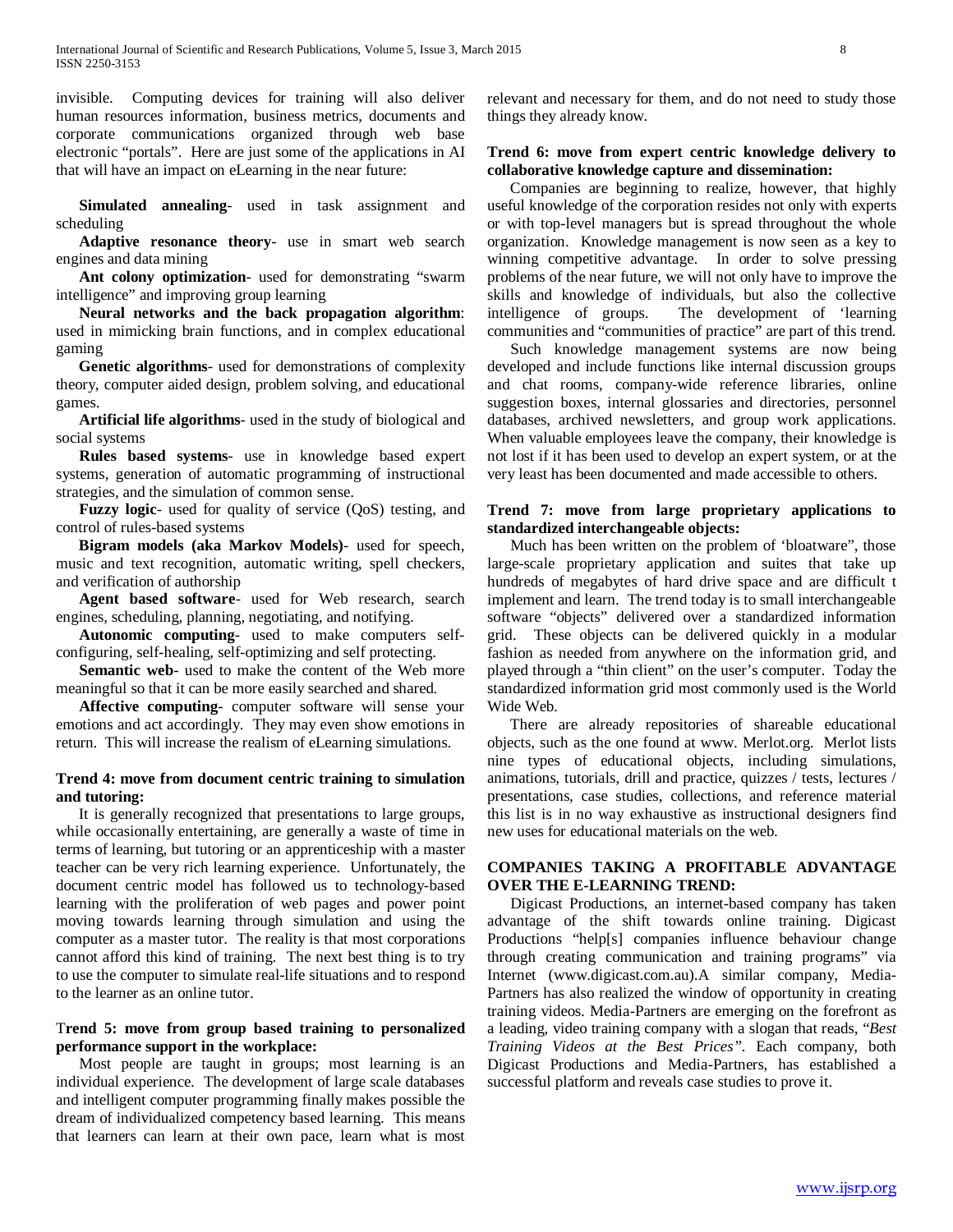invisible. Computing devices for training will also deliver human resources information, business metrics, documents and corporate communications organized through web base electronic "portals". Here are just some of the applications in AI that will have an impact on eLearning in the near future:

**Simulated annealing**- used in task assignment and scheduling

**Adaptive resonance theory**- use in smart web search engines and data mining

**Ant colony optimization**- used for demonstrating "swarm intelligence" and improving group learning

**Neural networks and the back propagation algorithm**: used in mimicking brain functions, and in complex educational gaming

**Genetic algorithms**- used for demonstrations of complexity theory, computer aided design, problem solving, and educational games.

**Artificial life algorithms**- used in the study of biological and social systems

**Rules based systems**- use in knowledge based expert systems, generation of automatic programming of instructional strategies, and the simulation of common sense.

**Fuzzy logic**- used for quality of service (QoS) testing, and control of rules-based systems

**Bigram models (aka Markov Models)**- used for speech, music and text recognition, automatic writing, spell checkers, and verification of authorship

**Agent based software**- used for Web research, search engines, scheduling, planning, negotiating, and notifying.

**Autonomic computing**- used to make computers self-configuring, self-healing, self-optimizing and self protecting.

**Semantic web**- used to make the content of the Web more meaningful so that it can be more easily searched and shared.

**Affective computing**- computer software will sense your emotions and act accordingly. They may even show emotions in return. This will increase the realism of eLearning simulations.

**Trend 4: move from document centric training to simulation and tutoring:**

It is generally recognized that presentations to large groups, while occasionally entertaining, are generally a waste of time in terms of learning, but tutoring or an apprenticeship with a master teacher can be very rich learning experience. Unfortunately, the document centric model has followed us to technology-based learning with the proliferation of web pages and power point moving towards learning through simulation and using the computer as a master tutor. The reality is that most corporations cannot afford this kind of training. The next best thing is to try to use the computer to simulate real-life situations and to respond to the learner as an online tutor.

**Trend 5: move from group based training to personalized performance support in the workplace:**

Most people are taught in groups; most learning is an individual experience. The development of large scale databases and intelligent computer programming finally makes possible the dream of individualized competency based learning. This means that learners can learn at their own pace, learn what is most relevant and necessary for them, and do not need to study those things they already know.

**Trend 6: move from expert centric knowledge delivery to collaborative knowledge capture and dissemination:**

Companies are beginning to realize, however, that highly useful knowledge of the corporation resides not only with experts or with top-level managers but is spread throughout the whole organization. Knowledge management is now seen as a key to winning competitive advantage. In order to solve pressing problems of the near future, we will not only have to improve the skills and knowledge of individuals, but also the collective intelligence of groups. The development of 'learning communities and "communities of practice" are part of this trend.

Such knowledge management systems are now being developed and include functions like internal discussion groups and chat rooms, company-wide reference libraries, online suggestion boxes, internal glossaries and directories, personnel databases, archived newsletters, and group work applications. When valuable employees leave the company, their knowledge is not lost if it has been used to develop an expert system, or at the very least has been documented and made accessible to others.

**Trend 7: move from large proprietary applications to standardized interchangeable objects:**

Much has been written on the problem of 'bloatware", those large-scale proprietary application and suites that take up hundreds of megabytes of hard drive space and are difficult t implement and learn. The trend today is to small interchangeable software "objects" delivered over a standardized information grid. These objects can be delivered quickly in a modular fashion as needed from anywhere on the information grid, and played through a "thin client" on the user's computer. Today the standardized information grid most commonly used is the World Wide Web.

There are already repositories of shareable educational objects, such as the one found at www. Merlot.org. Merlot lists nine types of educational objects, including simulations, animations, tutorials, drill and practice, quizzes / tests, lectures / presentations, case studies, collections, and reference material this list is in no way exhaustive as instructional designers find new uses for educational materials on the web.

**COMPANIES TAKING A PROFITABLE ADVANTAGE OVER THE E-LEARNING TREND:**

Digicast Productions, an internet-based company has taken advantage of the shift towards online training. Digicast Productions "help[s] companies influence behaviour change through creating communication and training programs" via Internet (www.digicast.com.au).A similar company, Media-Partners has also realized the window of opportunity in creating training videos. Media-Partners are emerging on the forefront as a leading, video training company with a slogan that reads, "*Best Training Videos at the Best Prices"*. Each company, both Digicast Productions and Media-Partners, has established a successful platform and reveals case studies to prove it.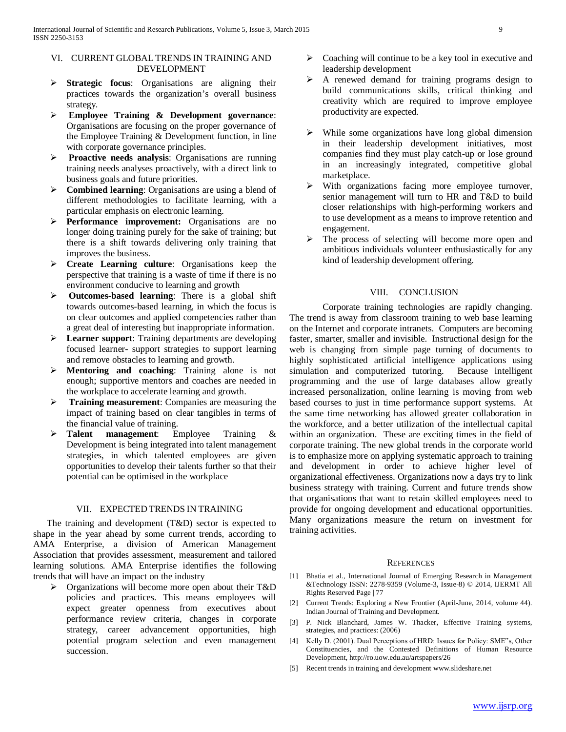## VI. CURRENT GLOBAL TRENDS IN TRAINING AND DEVELOPMENT

- **Strategic focus**: Organisations are aligning their practices towards the organization's overall business strategy.
- **Employee Training & Development governance**: Organisations are focusing on the proper governance of the Employee Training & Development function, in line with corporate governance principles.
- **Proactive needs analysis**: Organisations are running training needs analyses proactively, with a direct link to business goals and future priorities.
- **Combined learning**: Organisations are using a blend of different methodologies to facilitate learning, with a particular emphasis on electronic learning.
- **Performance improvement:** Organisations are no longer doing training purely for the sake of training; but there is a shift towards delivering only training that improves the business.
- **Create Learning culture**: Organisations keep the perspective that training is a waste of time if there is no environment conducive to learning and growth
- **Outcomes-based learning**: There is a global shift towards outcomes-based learning, in which the focus is on clear outcomes and applied competencies rather than a great deal of interesting but inappropriate information.
- **Learner support**: Training departments are developing focused learner- support strategies to support learning and remove obstacles to learning and growth.
- **Mentoring and coaching**: Training alone is not enough; supportive mentors and coaches are needed in the workplace to accelerate learning and growth.
- **Training measurement**: Companies are measuring the impact of training based on clear tangibles in terms of the financial value of training.
- **Talent management**: Employee Training & Development is being integrated into talent management strategies, in which talented employees are given opportunities to develop their talents further so that their potential can be optimised in the workplace

## VII. EXPECTED TRENDS IN TRAINING

The training and development (T&D) sector is expected to shape in the year ahead by some current trends, according to AMA Enterprise, a division of American Management Association that provides assessment, measurement and tailored learning solutions. AMA Enterprise identifies the following trends that will have an impact on the industry

- Organizations will become more open about their T&D policies and practices. This means employees will expect greater openness from executives about performance review criteria, changes in corporate strategy, career advancement opportunities, high potential program selection and even management succession.
- Coaching will continue to be a key tool in executive and leadership development
- A renewed demand for training programs design to build communications skills, critical thinking and creativity which are required to improve employee productivity are expected.
- While some organizations have long global dimension in their leadership development initiatives, most companies find they must play catch-up or lose ground in an increasingly integrated, competitive global marketplace.
- With organizations facing more employee turnover, senior management will turn to HR and T&D to build closer relationships with high-performing workers and to use development as a means to improve retention and engagement.
- The process of selecting will become more open and ambitious individuals volunteer enthusiastically for any kind of leadership development offering.

## VIII. CONCLUSION

Corporate training technologies are rapidly changing. The trend is away from classroom training to web base learning on the Internet and corporate intranets. Computers are becoming faster, smarter, smaller and invisible. Instructional design for the web is changing from simple page turning of documents to highly sophisticated artificial intelligence applications using simulation and computerized tutoring. Because intelligent programming and the use of large databases allow greatly increased personalization, online learning is moving from web based courses to just in time performance support systems. At the same time networking has allowed greater collaboration in the workforce, and a better utilization of the intellectual capital within an organization. These are exciting times in the field of corporate training. The new global trends in the corporate world is to emphasize more on applying systematic approach to training and development in order to achieve higher level of organizational effectiveness. Organizations now a days try to link business strategy with training. Current and future trends show that organisations that want to retain skilled employees need to provide for ongoing development and educational opportunities. Many organizations measure the return on investment for training activities.

## REFERENCES

[1] Bhatia et al., International Journal of Emerging Research in Management &Technology ISSN: 2278-9359 (Volume-3, Issue-8) © 2014, IJERMT All Rights Reserved Page | 77

[2] Current Trends: Exploring a New Frontier (April-June, 2014, volume 44). Indian Journal of Training and Development.

[3] P. Nick Blanchard, James W. Thacker, Effective Training systems, strategies, and practices: (2006)

[4] Kelly D. (2001). Dual Perceptions of HRD: Issues for Policy: SME"s, Other Constituencies, and the Contested Definitions of Human Resource Development, http://ro.uow.edu.au/artspapers/26

[5] Recent trends in training and development www.slideshare.net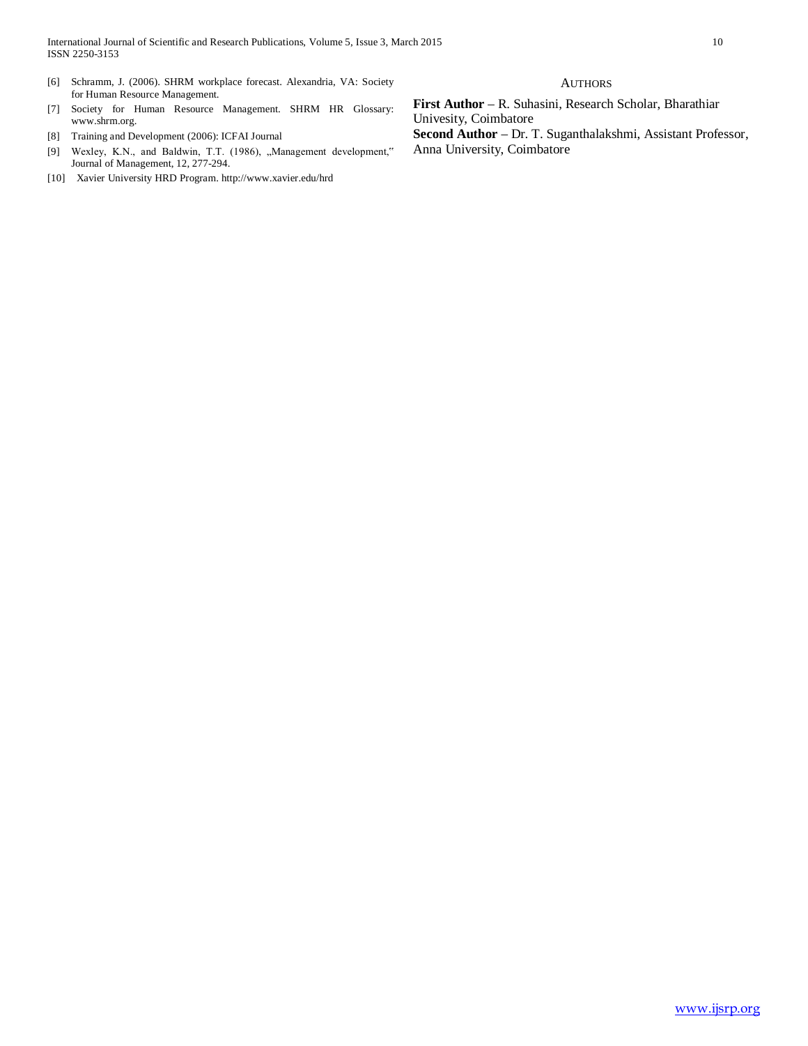[6] Schramm, J. (2006). SHRM workplace forecast. Alexandria, VA: Society for Human Resource Management.

[7] Society for Human Resource Management. SHRM HR Glossary: www.shrm.org.

[8] Training and Development (2006): ICFAI Journal

[9] Wexley, K.N., and Baldwin, T.T. (1986), „Management development," Journal of Management, 12, 277-294.

[10] Xavier University HRD Program. http://www.xavier.edu/hrd

## AUTHORS

**First Author** – R. Suhasini, Research Scholar, Bharathiar Univesity, Coimbatore

**Second Author** – Dr. T. Suganthalakshmi, Assistant Professor, Anna University, Coimbatore